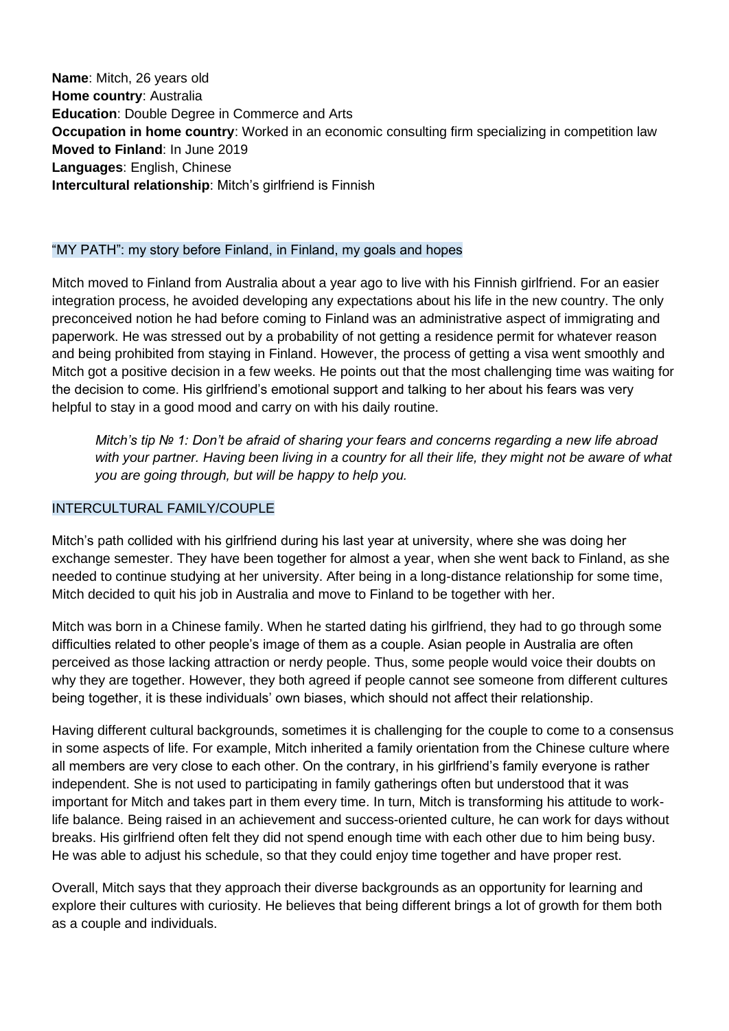**Name**: Mitch, 26 years old
**Home country**: Australia
**Education**: Double Degree in Commerce and Arts
**Occupation in home country**: Worked in an economic consulting firm specializing in competition law
**Moved to Finland**: In June 2019
**Languages**: English, Chinese
**Intercultural relationship**: Mitch's girlfriend is Finnish

## "MY PATH": my story before Finland, in Finland, my goals and hopes

Mitch moved to Finland from Australia about a year ago to live with his Finnish girlfriend. For an easier integration process, he avoided developing any expectations about his life in the new country. The only preconceived notion he had before coming to Finland was an administrative aspect of immigrating and paperwork. He was stressed out by a probability of not getting a residence permit for whatever reason and being prohibited from staying in Finland. However, the process of getting a visa went smoothly and Mitch got a positive decision in a few weeks. He points out that the most challenging time was waiting for the decision to come. His girlfriend's emotional support and talking to her about his fears was very helpful to stay in a good mood and carry on with his daily routine.

> *Mitch's tip № 1: Don't be afraid of sharing your fears and concerns regarding a new life abroad with your partner. Having been living in a country for all their life, they might not be aware of what you are going through, but will be happy to help you.*

## INTERCULTURAL FAMILY/COUPLE

Mitch's path collided with his girlfriend during his last year at university, where she was doing her exchange semester. They have been together for almost a year, when she went back to Finland, as she needed to continue studying at her university. After being in a long-distance relationship for some time, Mitch decided to quit his job in Australia and move to Finland to be together with her.

Mitch was born in a Chinese family. When he started dating his girlfriend, they had to go through some difficulties related to other people's image of them as a couple. Asian people in Australia are often perceived as those lacking attraction or nerdy people. Thus, some people would voice their doubts on why they are together. However, they both agreed if people cannot see someone from different cultures being together, it is these individuals' own biases, which should not affect their relationship.

Having different cultural backgrounds, sometimes it is challenging for the couple to come to a consensus in some aspects of life. For example, Mitch inherited a family orientation from the Chinese culture where all members are very close to each other. On the contrary, in his girlfriend's family everyone is rather independent. She is not used to participating in family gatherings often but understood that it was important for Mitch and takes part in them every time. In turn, Mitch is transforming his attitude to work-life balance. Being raised in an achievement and success-oriented culture, he can work for days without breaks. His girlfriend often felt they did not spend enough time with each other due to him being busy. He was able to adjust his schedule, so that they could enjoy time together and have proper rest.

Overall, Mitch says that they approach their diverse backgrounds as an opportunity for learning and explore their cultures with curiosity. He believes that being different brings a lot of growth for them both as a couple and individuals.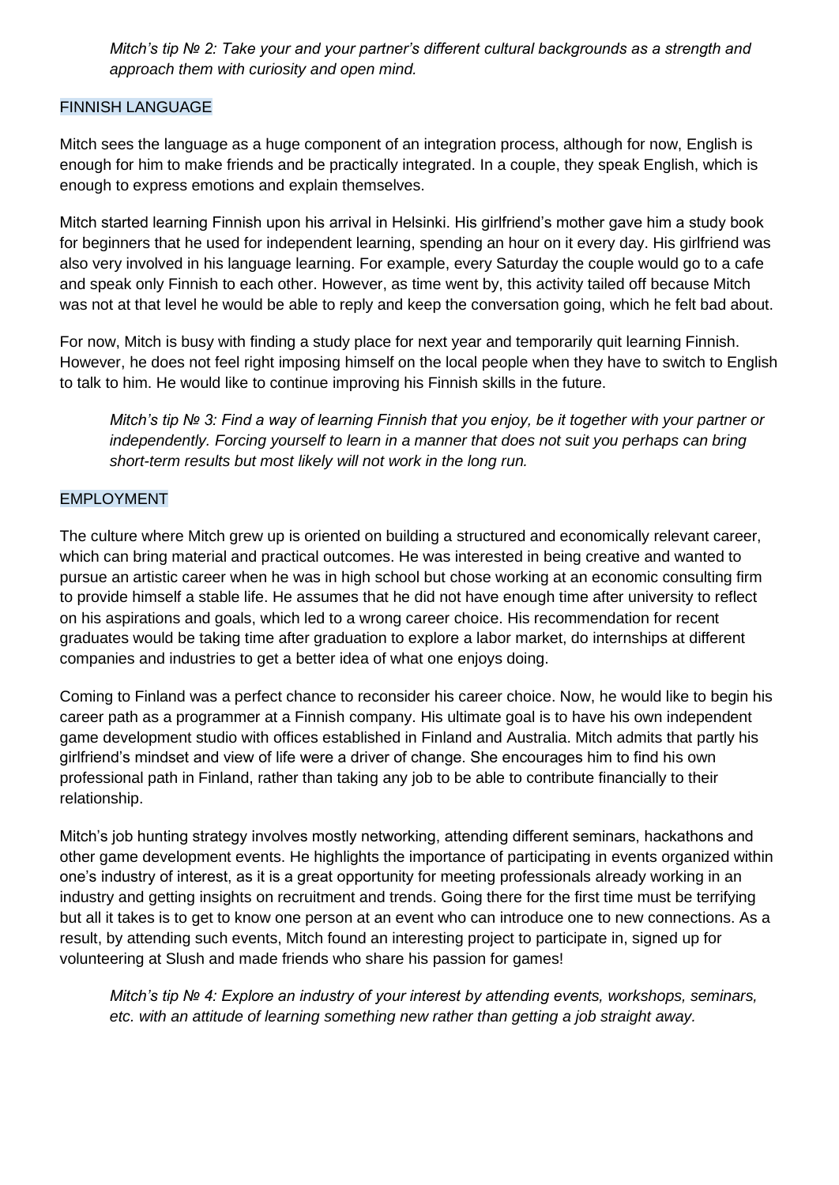*Mitch's tip № 2: Take your and your partner's different cultural backgrounds as a strength and approach them with curiosity and open mind.*

## FINNISH LANGUAGE

Mitch sees the language as a huge component of an integration process, although for now, English is enough for him to make friends and be practically integrated. In a couple, they speak English, which is enough to express emotions and explain themselves.

Mitch started learning Finnish upon his arrival in Helsinki. His girlfriend's mother gave him a study book for beginners that he used for independent learning, spending an hour on it every day. His girlfriend was also very involved in his language learning. For example, every Saturday the couple would go to a cafe and speak only Finnish to each other. However, as time went by, this activity tailed off because Mitch was not at that level he would be able to reply and keep the conversation going, which he felt bad about.

For now, Mitch is busy with finding a study place for next year and temporarily quit learning Finnish. However, he does not feel right imposing himself on the local people when they have to switch to English to talk to him. He would like to continue improving his Finnish skills in the future.

*Mitch's tip № 3: Find a way of learning Finnish that you enjoy, be it together with your partner or independently. Forcing yourself to learn in a manner that does not suit you perhaps can bring short-term results but most likely will not work in the long run.*

## EMPLOYMENT

The culture where Mitch grew up is oriented on building a structured and economically relevant career, which can bring material and practical outcomes. He was interested in being creative and wanted to pursue an artistic career when he was in high school but chose working at an economic consulting firm to provide himself a stable life. He assumes that he did not have enough time after university to reflect on his aspirations and goals, which led to a wrong career choice. His recommendation for recent graduates would be taking time after graduation to explore a labor market, do internships at different companies and industries to get a better idea of what one enjoys doing.

Coming to Finland was a perfect chance to reconsider his career choice. Now, he would like to begin his career path as a programmer at a Finnish company. His ultimate goal is to have his own independent game development studio with offices established in Finland and Australia. Mitch admits that partly his girlfriend's mindset and view of life were a driver of change. She encourages him to find his own professional path in Finland, rather than taking any job to be able to contribute financially to their relationship.

Mitch's job hunting strategy involves mostly networking, attending different seminars, hackathons and other game development events. He highlights the importance of participating in events organized within one's industry of interest, as it is a great opportunity for meeting professionals already working in an industry and getting insights on recruitment and trends. Going there for the first time must be terrifying but all it takes is to get to know one person at an event who can introduce one to new connections. As a result, by attending such events, Mitch found an interesting project to participate in, signed up for volunteering at Slush and made friends who share his passion for games!

*Mitch's tip № 4: Explore an industry of your interest by attending events, workshops, seminars, etc. with an attitude of learning something new rather than getting a job straight away.*